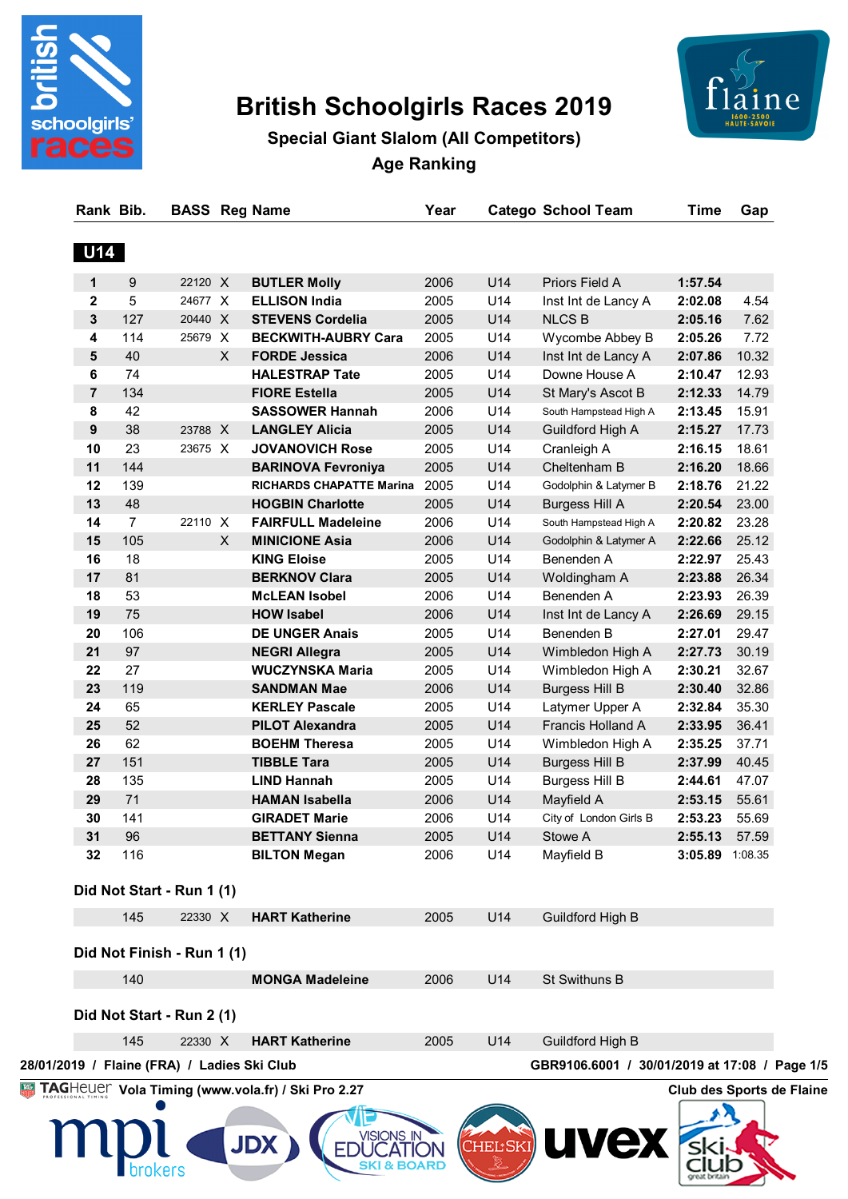# British Schoolgirls Races 2019

## Special Giant Slalom (All Competitors)

### Age Ranking

| Rank | Bib. | BASS | Reg | Name | Year | Catego | School Team | Time | Gap |
|---|---|---|---|---|---|---|---|---|---|
| **U14** | | | | | | | | | |
| 1 | 9 | 22120 | X | **BUTLER Molly** | 2006 | U14 | Priors Field A | **1:57.54** | |
| 2 | 5 | 24677 | X | **ELLISON India** | 2005 | U14 | Inst Int de Lancy A | **2:02.08** | 4.54 |
| 3 | 127 | 20440 | X | **STEVENS Cordelia** | 2005 | U14 | NLCS B | **2:05.16** | 7.62 |
| 4 | 114 | 25679 | X | **BECKWITH-AUBRY Cara** | 2005 | U14 | Wycombe Abbey B | **2:05.26** | 7.72 |
| 5 | 40 | | X | **FORDE Jessica** | 2006 | U14 | Inst Int de Lancy A | **2:07.86** | 10.32 |
| 6 | 74 | | | **HALESTRAP Tate** | 2005 | U14 | Downe House A | **2:10.47** | 12.93 |
| 7 | 134 | | | **FIORE Estella** | 2005 | U14 | St Mary's Ascot B | **2:12.33** | 14.79 |
| 8 | 42 | | | **SASSOWER Hannah** | 2006 | U14 | South Hampstead High A | **2:13.45** | 15.91 |
| 9 | 38 | 23788 | X | **LANGLEY Alicia** | 2005 | U14 | Guildford High A | **2:15.27** | 17.73 |
| 10 | 23 | 23675 | X | **JOVANOVICH Rose** | 2005 | U14 | Cranleigh A | **2:16.15** | 18.61 |
| 11 | 144 | | | **BARINOVA Fevroniya** | 2005 | U14 | Cheltenham B | **2:16.20** | 18.66 |
| 12 | 139 | | | **RICHARDS CHAPATTE Marina** | 2005 | U14 | Godolphin & Latymer B | **2:18.76** | 21.22 |
| 13 | 48 | | | **HOGBIN Charlotte** | 2005 | U14 | Burgess Hill A | **2:20.54** | 23.00 |
| 14 | 7 | 22110 | X | **FAIRFULL Madeleine** | 2006 | U14 | South Hampstead High A | **2:20.82** | 23.28 |
| 15 | 105 | | X | **MINICIONE Asia** | 2006 | U14 | Godolphin & Latymer A | **2:22.66** | 25.12 |
| 16 | 18 | | | **KING Eloise** | 2005 | U14 | Benenden A | **2:22.97** | 25.43 |
| 17 | 81 | | | **BERKNOV Clara** | 2005 | U14 | Woldingham A | **2:23.88** | 26.34 |
| 18 | 53 | | | **McLEAN Isobel** | 2006 | U14 | Benenden A | **2:23.93** | 26.39 |
| 19 | 75 | | | **HOW Isabel** | 2006 | U14 | Inst Int de Lancy A | **2:26.69** | 29.15 |
| 20 | 106 | | | **DE UNGER Anais** | 2005 | U14 | Benenden B | **2:27.01** | 29.47 |
| 21 | 97 | | | **NEGRI Allegra** | 2005 | U14 | Wimbledon High A | **2:27.73** | 30.19 |
| 22 | 27 | | | **WUCZYNSKA Maria** | 2005 | U14 | Wimbledon High A | **2:30.21** | 32.67 |
| 23 | 119 | | | **SANDMAN Mae** | 2006 | U14 | Burgess Hill B | **2:30.40** | 32.86 |
| 24 | 65 | | | **KERLEY Pascale** | 2005 | U14 | Latymer Upper A | **2:32.84** | 35.30 |
| 25 | 52 | | | **PILOT Alexandra** | 2005 | U14 | Francis Holland A | **2:33.95** | 36.41 |
| 26 | 62 | | | **BOEHM Theresa** | 2005 | U14 | Wimbledon High A | **2:35.25** | 37.71 |
| 27 | 151 | | | **TIBBLE Tara** | 2005 | U14 | Burgess Hill B | **2:37.99** | 40.45 |
| 28 | 135 | | | **LIND Hannah** | 2005 | U14 | Burgess Hill B | **2:44.61** | 47.07 |
| 29 | 71 | | | **HAMAN Isabella** | 2006 | U14 | Mayfield A | **2:53.15** | 55.61 |
| 30 | 141 | | | **GIRADET Marie** | 2006 | U14 | City of London Girls B | **2:53.23** | 55.69 |
| 31 | 96 | | | **BETTANY Sienna** | 2005 | U14 | Stowe A | **2:55.13** | 57.59 |
| 32 | 116 | | | **BILTON Megan** | 2006 | U14 | Mayfield B | **3:05.89** | 1:08.35 |

**Did Not Start - Run 1 (1)**

| Rank | Bib. | BASS | Reg | Name | Year | Catego | School Team | Time | Gap |
|---|---|---|---|---|---|---|---|---|---|
| | 145 | 22330 | X | **HART Katherine** | 2005 | U14 | Guildford High B | | |

**Did Not Finish - Run 1 (1)**

| Rank | Bib. | BASS | Reg | Name | Year | Catego | School Team | Time | Gap |
|---|---|---|---|---|---|---|---|---|---|
| | 140 | | | **MONGA Madeleine** | 2006 | U14 | St Swithuns B | | |

**Did Not Start - Run 2 (1)**

| Rank | Bib. | BASS | Reg | Name | Year | Catego | School Team | Time | Gap |
|---|---|---|---|---|---|---|---|---|---|
| | 145 | 22330 | X | **HART Katherine** | 2005 | U14 | Guildford High B | | |

28/01/2019 / Flaine (FRA) / Ladies Ski Club — GBR9106.6001 / 30/01/2019 at 17:08

TAGHeuer Vola Timing (www.vola.fr) / Ski Pro 2.27 — Club des Sports de Flaine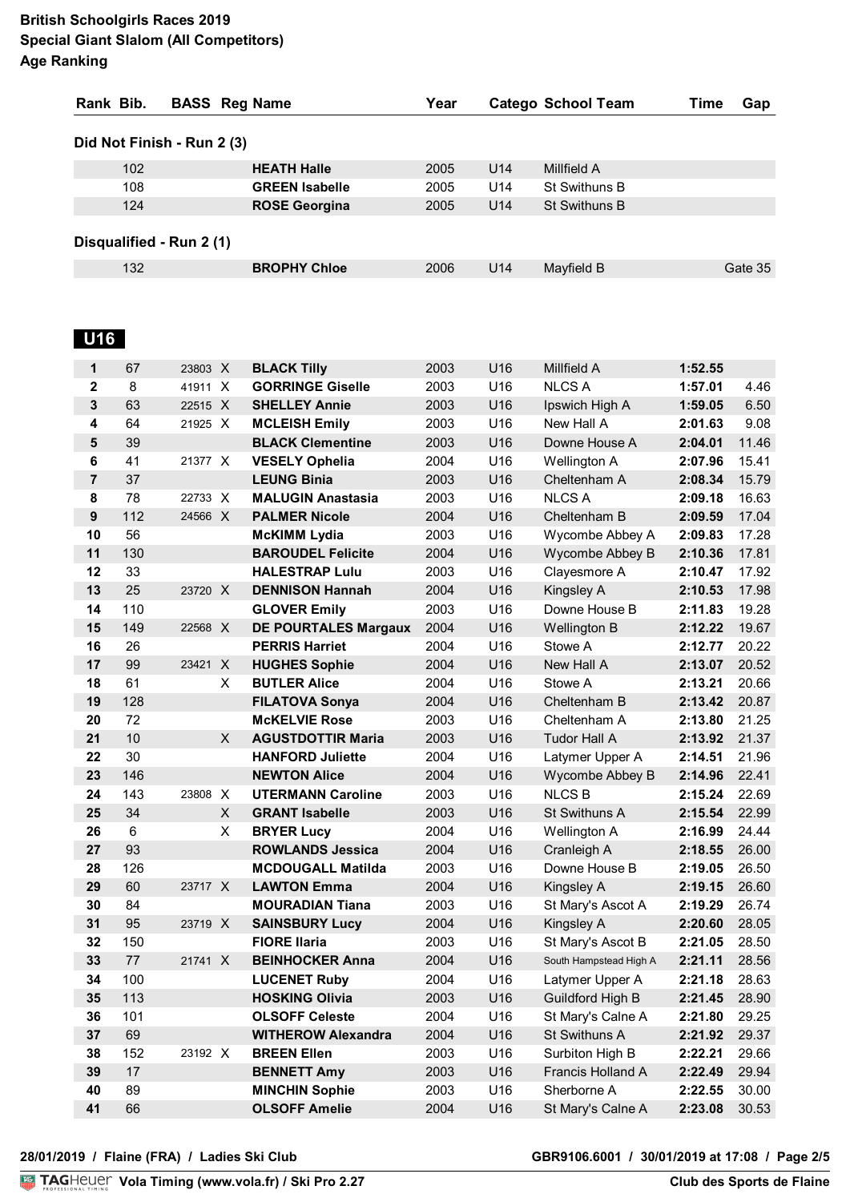**British Schoolgirls Races 2019**
**Special Giant Slalom (All Competitors)**
**Age Ranking**

| Rank | Bib. | BASS | Reg | Name | Year | Catego | School Team | Time | Gap |
|---|---|---|---|---|---|---|---|---|---|
| **Did Not Finish - Run 2 (3)** | | | | | | | | | |
| | 102 | | | **HEATH Halle** | 2005 | U14 | Millfield A | | |
| | 108 | | | **GREEN Isabelle** | 2005 | U14 | St Swithuns B | | |
| | 124 | | | **ROSE Georgina** | 2005 | U14 | St Swithuns B | | |
| **Disqualified - Run 2 (1)** | | | | | | | | | |
| | 132 | | | **BROPHY Chloe** | 2006 | U14 | Mayfield B | | Gate 35 |

## U16

| Rank | Bib. | BASS | Reg | Name | Year | Catego | School Team | Time | Gap |
|---|---|---|---|---|---|---|---|---|---|
| 1 | 67 | 23803 | X | **BLACK Tilly** | 2003 | U16 | Millfield A | **1:52.55** | |
| 2 | 8 | 41911 | X | **GORRINGE Giselle** | 2003 | U16 | NLCS A | **1:57.01** | 4.46 |
| 3 | 63 | 22515 | X | **SHELLEY Annie** | 2003 | U16 | Ipswich High A | **1:59.05** | 6.50 |
| 4 | 64 | 21925 | X | **MCLEISH Emily** | 2003 | U16 | New Hall A | **2:01.63** | 9.08 |
| 5 | 39 | | | **BLACK Clementine** | 2003 | U16 | Downe House A | **2:04.01** | 11.46 |
| 6 | 41 | 21377 | X | **VESELY Ophelia** | 2004 | U16 | Wellington A | **2:07.96** | 15.41 |
| 7 | 37 | | | **LEUNG Binia** | 2003 | U16 | Cheltenham A | **2:08.34** | 15.79 |
| 8 | 78 | 22733 | X | **MALUGIN Anastasia** | 2003 | U16 | NLCS A | **2:09.18** | 16.63 |
| 9 | 112 | 24566 | X | **PALMER Nicole** | 2004 | U16 | Cheltenham B | **2:09.59** | 17.04 |
| 10 | 56 | | | **McKIMM Lydia** | 2003 | U16 | Wycombe Abbey A | **2:09.83** | 17.28 |
| 11 | 130 | | | **BAROUDEL Felicite** | 2004 | U16 | Wycombe Abbey B | **2:10.36** | 17.81 |
| 12 | 33 | | | **HALESTRAP Lulu** | 2003 | U16 | Clayesmore A | **2:10.47** | 17.92 |
| 13 | 25 | 23720 | X | **DENNISON Hannah** | 2004 | U16 | Kingsley A | **2:10.53** | 17.98 |
| 14 | 110 | | | **GLOVER Emily** | 2003 | U16 | Downe House B | **2:11.83** | 19.28 |
| 15 | 149 | 22568 | X | **DE POURTALES Margaux** | 2004 | U16 | Wellington B | **2:12.22** | 19.67 |
| 16 | 26 | | | **PERRIS Harriet** | 2004 | U16 | Stowe A | **2:12.77** | 20.22 |
| 17 | 99 | 23421 | X | **HUGHES Sophie** | 2004 | U16 | New Hall A | **2:13.07** | 20.52 |
| 18 | 61 | | X | **BUTLER Alice** | 2004 | U16 | Stowe A | **2:13.21** | 20.66 |
| 19 | 128 | | | **FILATOVA Sonya** | 2004 | U16 | Cheltenham B | **2:13.42** | 20.87 |
| 20 | 72 | | | **McKELVIE Rose** | 2003 | U16 | Cheltenham A | **2:13.80** | 21.25 |
| 21 | 10 | | X | **AGUSTDOTTIR Maria** | 2003 | U16 | Tudor Hall A | **2:13.92** | 21.37 |
| 22 | 30 | | | **HANFORD Juliette** | 2004 | U16 | Latymer Upper A | **2:14.51** | 21.96 |
| 23 | 146 | | | **NEWTON Alice** | 2004 | U16 | Wycombe Abbey B | **2:14.96** | 22.41 |
| 24 | 143 | 23808 | X | **UTERMANN Caroline** | 2003 | U16 | NLCS B | **2:15.24** | 22.69 |
| 25 | 34 | | X | **GRANT Isabelle** | 2003 | U16 | St Swithuns A | **2:15.54** | 22.99 |
| 26 | 6 | | X | **BRYER Lucy** | 2004 | U16 | Wellington A | **2:16.99** | 24.44 |
| 27 | 93 | | | **ROWLANDS Jessica** | 2004 | U16 | Cranleigh A | **2:18.55** | 26.00 |
| 28 | 126 | | | **MCDOUGALL Matilda** | 2003 | U16 | Downe House B | **2:19.05** | 26.50 |
| 29 | 60 | 23717 | X | **LAWTON Emma** | 2004 | U16 | Kingsley A | **2:19.15** | 26.60 |
| 30 | 84 | | | **MOURADIAN Tiana** | 2003 | U16 | St Mary's Ascot A | **2:19.29** | 26.74 |
| 31 | 95 | 23719 | X | **SAINSBURY Lucy** | 2004 | U16 | Kingsley A | **2:20.60** | 28.05 |
| 32 | 150 | | | **FIORE Ilaria** | 2003 | U16 | St Mary's Ascot B | **2:21.05** | 28.50 |
| 33 | 77 | 21741 | X | **BEINHOCKER Anna** | 2004 | U16 | South Hampstead High A | **2:21.11** | 28.56 |
| 34 | 100 | | | **LUCENET Ruby** | 2004 | U16 | Latymer Upper A | **2:21.18** | 28.63 |
| 35 | 113 | | | **HOSKING Olivia** | 2003 | U16 | Guildford High B | **2:21.45** | 28.90 |
| 36 | 101 | | | **OLSOFF Celeste** | 2004 | U16 | St Mary's Calne A | **2:21.80** | 29.25 |
| 37 | 69 | | | **WITHEROW Alexandra** | 2004 | U16 | St Swithuns A | **2:21.92** | 29.37 |
| 38 | 152 | 23192 | X | **BREEN Ellen** | 2003 | U16 | Surbiton High B | **2:22.21** | 29.66 |
| 39 | 17 | | | **BENNETT Amy** | 2003 | U16 | Francis Holland A | **2:22.49** | 29.94 |
| 40 | 89 | | | **MINCHIN Sophie** | 2003 | U16 | Sherborne A | **2:22.55** | 30.00 |
| 41 | 66 | | | **OLSOFF Amelie** | 2004 | U16 | St Mary's Calne A | **2:23.08** | 30.53 |

**28/01/2019 / Flaine (FRA) / Ladies Ski Club** **GBR9106.6001 / 30/01/2019 at 17:08**

TAGHeuer **Vola Timing (www.vola.fr) / Ski Pro 2.27** **Club des Sports de Flaine**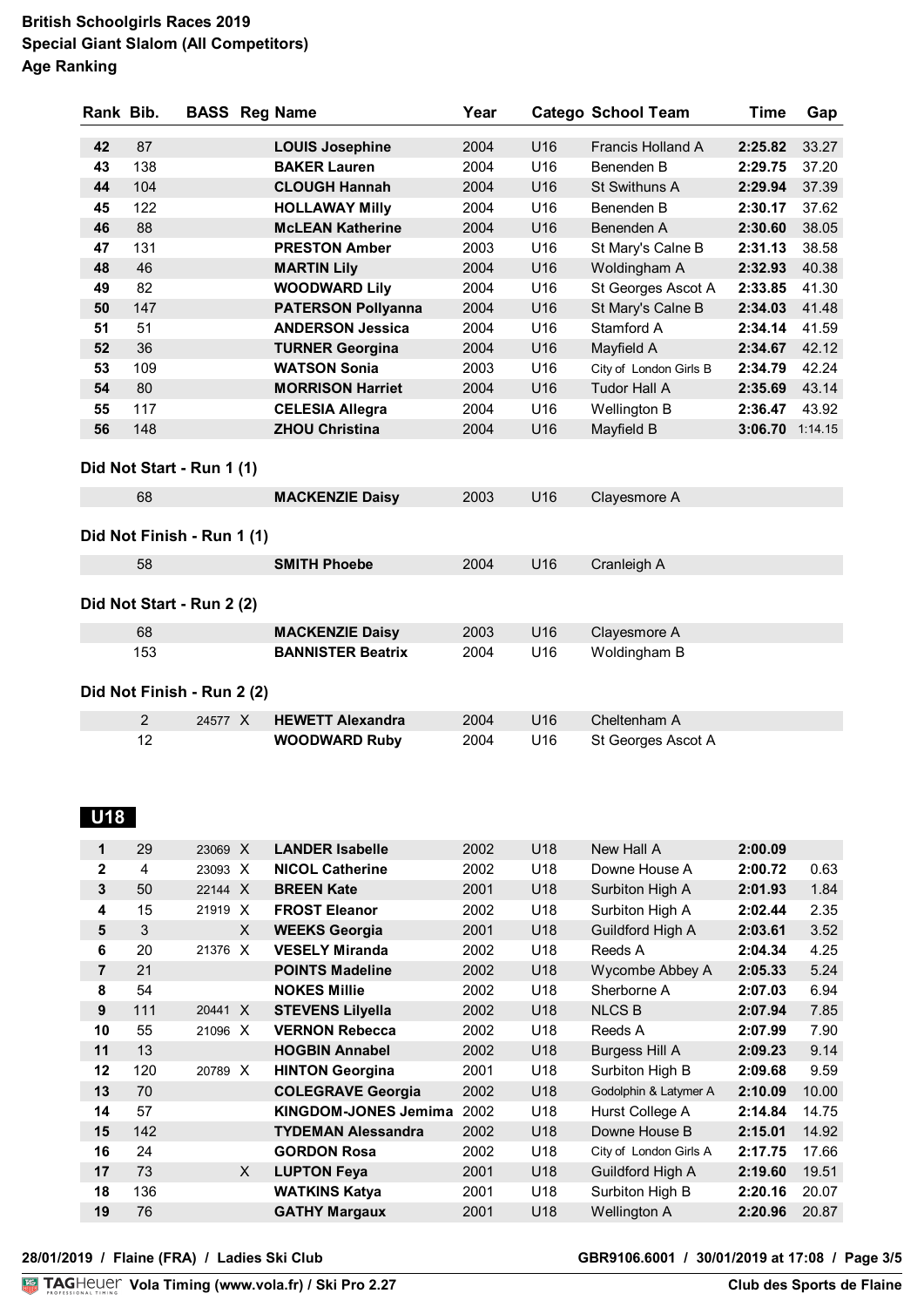**British Schoolgirls Races 2019**
**Special Giant Slalom (All Competitors)**
**Age Ranking**

| Rank | Bib. | BASS | Reg | Name | Year | Catego | School Team | Time | Gap |
|---|---|---|---|---|---|---|---|---|---|
| 42 | 87 | | | **LOUIS Josephine** | 2004 | U16 | Francis Holland A | **2:25.82** | 33.27 |
| 43 | 138 | | | **BAKER Lauren** | 2004 | U16 | Benenden B | **2:29.75** | 37.20 |
| 44 | 104 | | | **CLOUGH Hannah** | 2004 | U16 | St Swithuns A | **2:29.94** | 37.39 |
| 45 | 122 | | | **HOLLAWAY Milly** | 2004 | U16 | Benenden B | **2:30.17** | 37.62 |
| 46 | 88 | | | **McLEAN Katherine** | 2004 | U16 | Benenden A | **2:30.60** | 38.05 |
| 47 | 131 | | | **PRESTON Amber** | 2003 | U16 | St Mary's Calne B | **2:31.13** | 38.58 |
| 48 | 46 | | | **MARTIN Lily** | 2004 | U16 | Woldingham A | **2:32.93** | 40.38 |
| 49 | 82 | | | **WOODWARD Lily** | 2004 | U16 | St Georges Ascot A | **2:33.85** | 41.30 |
| 50 | 147 | | | **PATERSON Pollyanna** | 2004 | U16 | St Mary's Calne B | **2:34.03** | 41.48 |
| 51 | 51 | | | **ANDERSON Jessica** | 2004 | U16 | Stamford A | **2:34.14** | 41.59 |
| 52 | 36 | | | **TURNER Georgina** | 2004 | U16 | Mayfield A | **2:34.67** | 42.12 |
| 53 | 109 | | | **WATSON Sonia** | 2003 | U16 | City of London Girls B | **2:34.79** | 42.24 |
| 54 | 80 | | | **MORRISON Harriet** | 2004 | U16 | Tudor Hall A | **2:35.69** | 43.14 |
| 55 | 117 | | | **CELESIA Allegra** | 2004 | U16 | Wellington B | **2:36.47** | 43.92 |
| 56 | 148 | | | **ZHOU Christina** | 2004 | U16 | Mayfield B | **3:06.70** | 1:14.15 |

**Did Not Start - Run 1 (1)**

| Bib. | BASS | Reg | Name | Year | Catego | School Team |
|---|---|---|---|---|---|---|
| 68 | | | **MACKENZIE Daisy** | 2003 | U16 | Clayesmore A |

**Did Not Finish - Run 1 (1)**

| Bib. | BASS | Reg | Name | Year | Catego | School Team |
|---|---|---|---|---|---|---|
| 58 | | | **SMITH Phoebe** | 2004 | U16 | Cranleigh A |

**Did Not Start - Run 2 (2)**

| Bib. | BASS | Reg | Name | Year | Catego | School Team |
|---|---|---|---|---|---|---|
| 68 | | | **MACKENZIE Daisy** | 2003 | U16 | Clayesmore A |
| 153 | | | **BANNISTER Beatrix** | 2004 | U16 | Woldingham B |

**Did Not Finish - Run 2 (2)**

| Bib. | BASS | Reg | Name | Year | Catego | School Team |
|---|---|---|---|---|---|---|
| 2 | 24577 | X | **HEWETT Alexandra** | 2004 | U16 | Cheltenham A |
| 12 | | | **WOODWARD Ruby** | 2004 | U16 | St Georges Ascot A |

## U18

| Rank | Bib. | BASS | Reg | Name | Year | Catego | School Team | Time | Gap |
|---|---|---|---|---|---|---|---|---|---|
| 1 | 29 | 23069 | X | **LANDER Isabelle** | 2002 | U18 | New Hall A | **2:00.09** | |
| 2 | 4 | 23093 | X | **NICOL Catherine** | 2002 | U18 | Downe House A | **2:00.72** | 0.63 |
| 3 | 50 | 22144 | X | **BREEN Kate** | 2001 | U18 | Surbiton High A | **2:01.93** | 1.84 |
| 4 | 15 | 21919 | X | **FROST Eleanor** | 2002 | U18 | Surbiton High A | **2:02.44** | 2.35 |
| 5 | 3 | | X | **WEEKS Georgia** | 2001 | U18 | Guildford High A | **2:03.61** | 3.52 |
| 6 | 20 | 21376 | X | **VESELY Miranda** | 2002 | U18 | Reeds A | **2:04.34** | 4.25 |
| 7 | 21 | | | **POINTS Madeline** | 2002 | U18 | Wycombe Abbey A | **2:05.33** | 5.24 |
| 8 | 54 | | | **NOKES Millie** | 2002 | U18 | Sherborne A | **2:07.03** | 6.94 |
| 9 | 111 | 20441 | X | **STEVENS Lilyella** | 2002 | U18 | NLCS B | **2:07.94** | 7.85 |
| 10 | 55 | 21096 | X | **VERNON Rebecca** | 2002 | U18 | Reeds A | **2:07.99** | 7.90 |
| 11 | 13 | | | **HOGBIN Annabel** | 2002 | U18 | Burgess Hill A | **2:09.23** | 9.14 |
| 12 | 120 | 20789 | X | **HINTON Georgina** | 2001 | U18 | Surbiton High B | **2:09.68** | 9.59 |
| 13 | 70 | | | **COLEGRAVE Georgia** | 2002 | U18 | Godolphin & Latymer A | **2:10.09** | 10.00 |
| 14 | 57 | | | **KINGDOM-JONES Jemima** | 2002 | U18 | Hurst College A | **2:14.84** | 14.75 |
| 15 | 142 | | | **TYDEMAN Alessandra** | 2002 | U18 | Downe House B | **2:15.01** | 14.92 |
| 16 | 24 | | | **GORDON Rosa** | 2002 | U18 | City of London Girls A | **2:17.75** | 17.66 |
| 17 | 73 | | X | **LUPTON Feya** | 2001 | U18 | Guildford High A | **2:19.60** | 19.51 |
| 18 | 136 | | | **WATKINS Katya** | 2001 | U18 | Surbiton High B | **2:20.16** | 20.07 |
| 19 | 76 | | | **GATHY Margaux** | 2001 | U18 | Wellington A | **2:20.96** | 20.87 |

28/01/2019 / Flaine (FRA) / Ladies Ski Club — GBR9106.6001 / 30/01/2019 at 17:08

Vola Timing (www.vola.fr) / Ski Pro 2.27 — Club des Sports de Flaine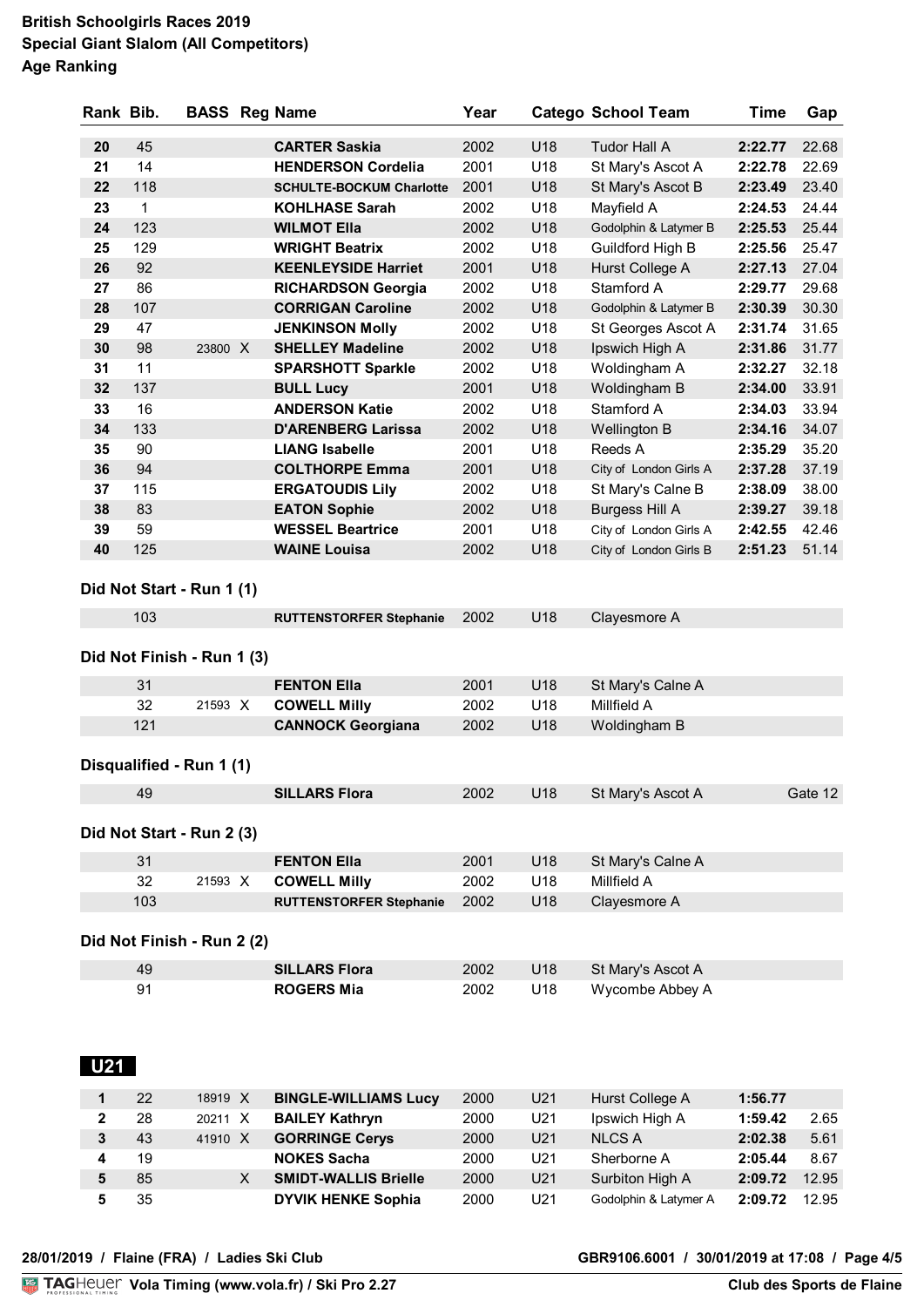**British Schoolgirls Races 2019**
**Special Giant Slalom (All Competitors)**
**Age Ranking**

| Rank | Bib. | BASS | Reg | Name | Year | Catego | School Team | Time | Gap |
|---|---|---|---|---|---|---|---|---|---|
| 20 | 45 | | | **CARTER Saskia** | 2002 | U18 | Tudor Hall A | **2:22.77** | 22.68 |
| 21 | 14 | | | **HENDERSON Cordelia** | 2001 | U18 | St Mary's Ascot A | **2:22.78** | 22.69 |
| 22 | 118 | | | **SCHULTE-BOCKUM Charlotte** | 2001 | U18 | St Mary's Ascot B | **2:23.49** | 23.40 |
| 23 | 1 | | | **KOHLHASE Sarah** | 2002 | U18 | Mayfield A | **2:24.53** | 24.44 |
| 24 | 123 | | | **WILMOT Ella** | 2002 | U18 | Godolphin & Latymer B | **2:25.53** | 25.44 |
| 25 | 129 | | | **WRIGHT Beatrix** | 2002 | U18 | Guildford High B | **2:25.56** | 25.47 |
| 26 | 92 | | | **KEENLEYSIDE Harriet** | 2001 | U18 | Hurst College A | **2:27.13** | 27.04 |
| 27 | 86 | | | **RICHARDSON Georgia** | 2002 | U18 | Stamford A | **2:29.77** | 29.68 |
| 28 | 107 | | | **CORRIGAN Caroline** | 2002 | U18 | Godolphin & Latymer B | **2:30.39** | 30.30 |
| 29 | 47 | | | **JENKINSON Molly** | 2002 | U18 | St Georges Ascot A | **2:31.74** | 31.65 |
| 30 | 98 | 23800 | X | **SHELLEY Madeline** | 2002 | U18 | Ipswich High A | **2:31.86** | 31.77 |
| 31 | 11 | | | **SPARSHOTT Sparkle** | 2002 | U18 | Woldingham A | **2:32.27** | 32.18 |
| 32 | 137 | | | **BULL Lucy** | 2001 | U18 | Woldingham B | **2:34.00** | 33.91 |
| 33 | 16 | | | **ANDERSON Katie** | 2002 | U18 | Stamford A | **2:34.03** | 33.94 |
| 34 | 133 | | | **D'ARENBERG Larissa** | 2002 | U18 | Wellington B | **2:34.16** | 34.07 |
| 35 | 90 | | | **LIANG Isabelle** | 2001 | U18 | Reeds A | **2:35.29** | 35.20 |
| 36 | 94 | | | **COLTHORPE Emma** | 2001 | U18 | City of London Girls A | **2:37.28** | 37.19 |
| 37 | 115 | | | **ERGATOUDIS Lily** | 2002 | U18 | St Mary's Calne B | **2:38.09** | 38.00 |
| 38 | 83 | | | **EATON Sophie** | 2002 | U18 | Burgess Hill A | **2:39.27** | 39.18 |
| 39 | 59 | | | **WESSEL Beartrice** | 2001 | U18 | City of London Girls A | **2:42.55** | 42.46 |
| 40 | 125 | | | **WAINE Louisa** | 2002 | U18 | City of London Girls B | **2:51.23** | 51.14 |

### Did Not Start - Run 1 (1)

| Bib. | BASS | Reg | Name | Year | Catego | School Team | |
|---|---|---|---|---|---|---|---|
| 103 | | | **RUTTENSTORFER Stephanie** | 2002 | U18 | Clayesmore A | |

### Did Not Finish - Run 1 (3)

| Bib. | BASS | Reg | Name | Year | Catego | School Team | |
|---|---|---|---|---|---|---|---|
| 31 | | | **FENTON Ella** | 2001 | U18 | St Mary's Calne A | |
| 32 | 21593 | X | **COWELL Milly** | 2002 | U18 | Millfield A | |
| 121 | | | **CANNOCK Georgiana** | 2002 | U18 | Woldingham B | |

### Disqualified - Run 1 (1)

| Bib. | BASS | Reg | Name | Year | Catego | School Team | |
|---|---|---|---|---|---|---|---|
| 49 | | | **SILLARS Flora** | 2002 | U18 | St Mary's Ascot A | Gate 12 |

### Did Not Start - Run 2 (3)

| Bib. | BASS | Reg | Name | Year | Catego | School Team | |
|---|---|---|---|---|---|---|---|
| 31 | | | **FENTON Ella** | 2001 | U18 | St Mary's Calne A | |
| 32 | 21593 | X | **COWELL Milly** | 2002 | U18 | Millfield A | |
| 103 | | | **RUTTENSTORFER Stephanie** | 2002 | U18 | Clayesmore A | |

### Did Not Finish - Run 2 (2)

| Bib. | BASS | Reg | Name | Year | Catego | School Team | |
|---|---|---|---|---|---|---|---|
| 49 | | | **SILLARS Flora** | 2002 | U18 | St Mary's Ascot A | |
| 91 | | | **ROGERS Mia** | 2002 | U18 | Wycombe Abbey A | |

## U21

| Rank | Bib. | BASS | Reg | Name | Year | Catego | School Team | Time | Gap |
|---|---|---|---|---|---|---|---|---|---|
| 1 | 22 | 18919 | X | **BINGLE-WILLIAMS Lucy** | 2000 | U21 | Hurst College A | **1:56.77** | |
| 2 | 28 | 20211 | X | **BAILEY Kathryn** | 2000 | U21 | Ipswich High A | **1:59.42** | 2.65 |
| 3 | 43 | 41910 | X | **GORRINGE Cerys** | 2000 | U21 | NLCS A | **2:02.38** | 5.61 |
| 4 | 19 | | | **NOKES Sacha** | 2000 | U21 | Sherborne A | **2:05.44** | 8.67 |
| 5 | 85 | | X | **SMIDT-WALLIS Brielle** | 2000 | U21 | Surbiton High A | **2:09.72** | 12.95 |
| 5 | 35 | | | **DYVIK HENKE Sophia** | 2000 | U21 | Godolphin & Latymer A | **2:09.72** | 12.95 |

28/01/2019 / Flaine (FRA) / Ladies Ski Club — GBR9106.6001 / 30/01/2019 at 17:08

TAGHeuer Vola Timing (www.vola.fr) / Ski Pro 2.27 — Club des Sports de Flaine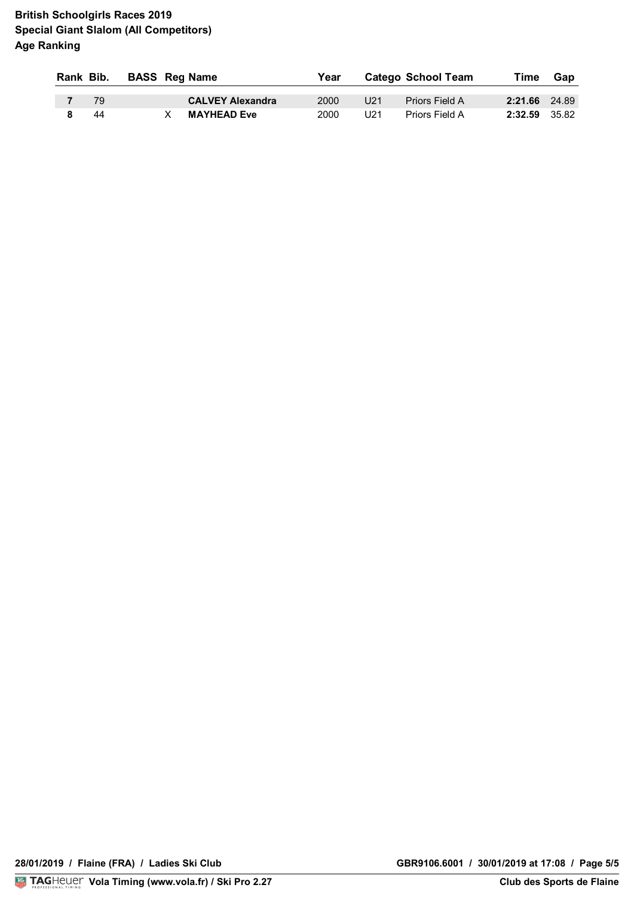**British Schoolgirls Races 2019**
**Special Giant Slalom (All Competitors)**
**Age Ranking**

| Rank | Bib. | BASS | Reg | Name | Year | Catego | School Team | Time | Gap |
|---|---|---|---|---|---|---|---|---|---|
| **7** | 79 | | | **CALVEY Alexandra** | 2000 | U21 | Priors Field A | **2:21.66** | 24.89 |
| **8** | 44 | | X | **MAYHEAD Eve** | 2000 | U21 | Priors Field A | **2:32.59** | 35.82 |